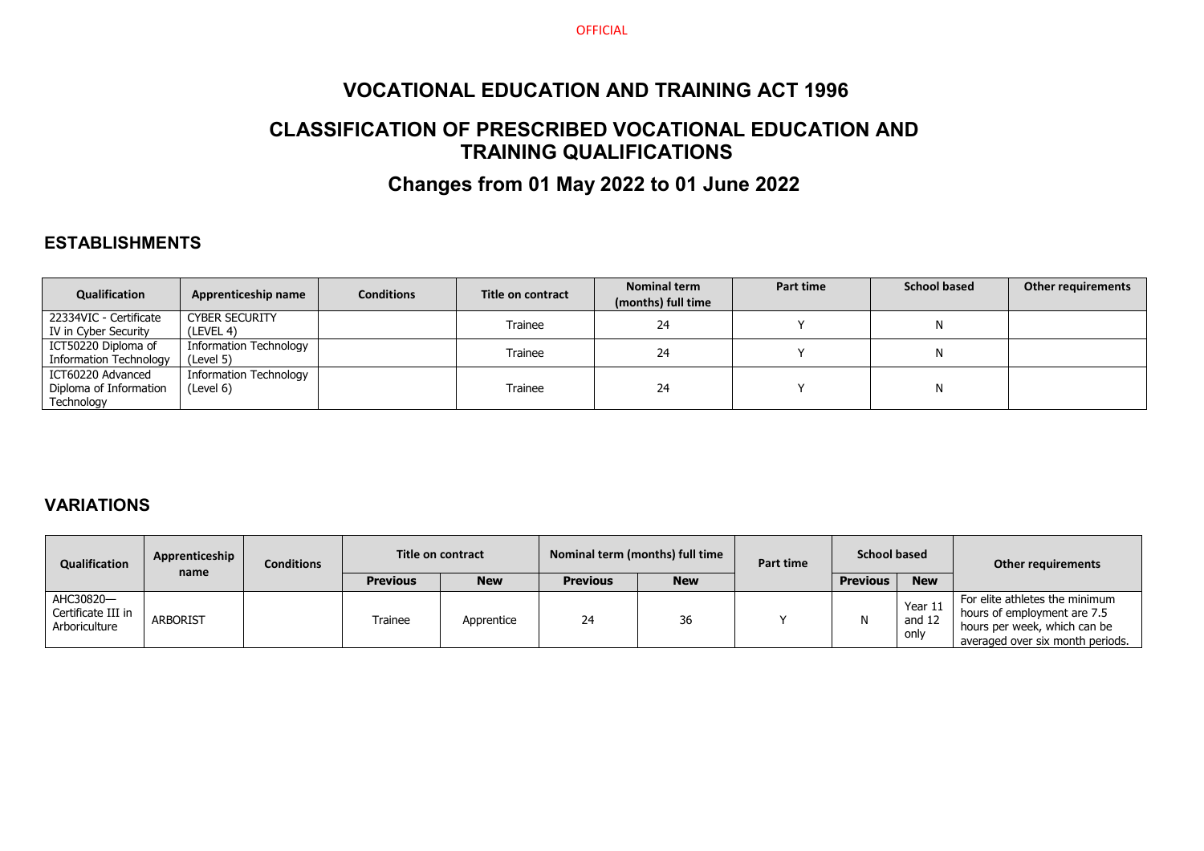OFFICIAL

# VOCATIONAL EDUCATION AND TRAINING ACT 1996

## CLASSIFICATION OF PRESCRIBED VOCATIONAL EDUCATION AND TRAINING QUALIFICATIONS

## Changes from 01 May 2022 to 01 June 2022

### ESTABLISHMENTS

| Qualification | Apprenticeship name | Conditions | Title on contract | Nominal term (months) full time | Part time | School based | Other requirements |
|---|---|---|---|---|---|---|---|
| 22334VIC - Certificate IV in Cyber Security | CYBER SECURITY (LEVEL 4) | | Trainee | 24 | Y | N | |
| ICT50220 Diploma of Information Technology | Information Technology (Level 5) | | Trainee | 24 | Y | N | |
| ICT60220 Advanced Diploma of Information Technology | Information Technology (Level 6) | | Trainee | 24 | Y | N | |

### VARIATIONS

| Qualification | Apprenticeship name | Conditions | Title on contract | | Nominal term (months) full time | | Part time | School based | | Other requirements |
|---|---|---|---|---|---|---|---|---|---|---|
| | | | Previous | New | Previous | New | | Previous | New | |
| AHC30820—Certificate III in Arboriculture | ARBORIST | | Trainee | Apprentice | 24 | 36 | Y | N | Year 11 and 12 only | For elite athletes the minimum hours of employment are 7.5 hours per week, which can be averaged over six month periods. |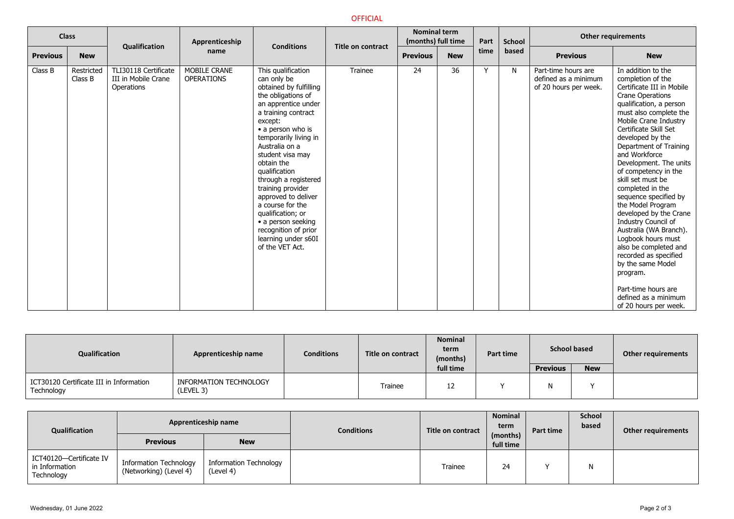OFFICIAL

| Class | | Qualification | Apprenticeship name | Conditions | Title on contract | Nominal term (months) full time | | Part time | School based | Other requirements | |
|---|---|---|---|---|---|---|---|---|---|---|---|
| Previous | New | | | | | Previous | New | | | Previous | New |
| Class B | Restricted Class B | TLI30118 Certificate III in Mobile Crane Operations | MOBILE CRANE OPERATIONS | This qualification can only be obtained by fulfilling the obligations of an apprentice under a training contract except: • a person who is temporarily living in Australia on a student visa may obtain the qualification through a registered training provider approved to deliver a course for the qualification; or • a person seeking recognition of prior learning under s60I of the VET Act. | Trainee | 24 | 36 | Y | N | Part-time hours are defined as a minimum of 20 hours per week. | In addition to the completion of the Certificate III in Mobile Crane Operations qualification, a person must also complete the Mobile Crane Industry Certificate Skill Set developed by the Department of Training and Workforce Development. The units of competency in the skill set must be completed in the sequence specified by the Model Program developed by the Crane Industry Council of Australia (WA Branch). Logbook hours must also be completed and recorded as specified by the same Model program.<br><br>Part-time hours are defined as a minimum of 20 hours per week. |

| Qualification | Apprenticeship name | Conditions | Title on contract | Nominal term (months) full time | Part time | School based | | Other requirements |
|---|---|---|---|---|---|---|---|---|
| | | | | | | Previous | New | |
| ICT30120 Certificate III in Information Technology | INFORMATION TECHNOLOGY (LEVEL 3) | | Trainee | 12 | Y | N | Y | |

| Qualification | Apprenticeship name | | Conditions | Title on contract | Nominal term (months) full time | Part time | School based | Other requirements |
|---|---|---|---|---|---|---|---|---|
| | Previous | New | | | | | | |
| ICT40120—Certificate IV in Information Technology | Information Technology (Networking) (Level 4) | Information Technology (Level 4) | | Trainee | 24 | Y | N | |

Wednesday, 01 June 2022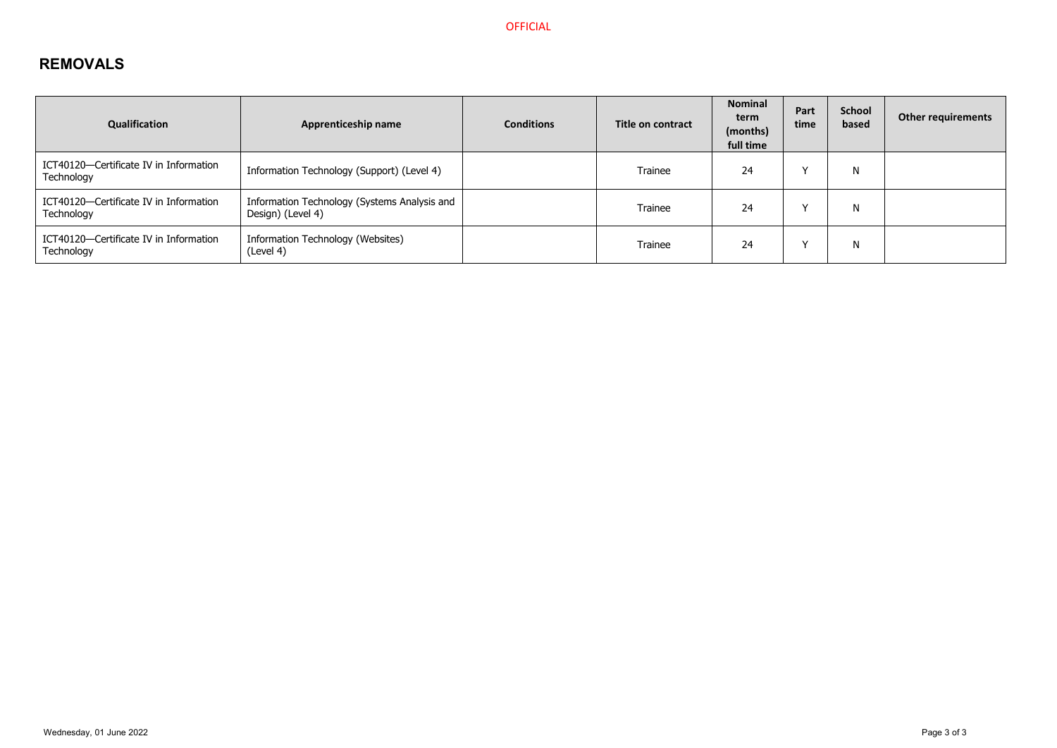## REMOVALS

| Qualification | Apprenticeship name | Conditions | Title on contract | Nominal term (months) full time | Part time | School based | Other requirements |
|---|---|---|---|---|---|---|---|
| ICT40120—Certificate IV in Information Technology | Information Technology (Support) (Level 4) | | Trainee | 24 | Y | N | |
| ICT40120—Certificate IV in Information Technology | Information Technology (Systems Analysis and Design) (Level 4) | | Trainee | 24 | Y | N | |
| ICT40120—Certificate IV in Information Technology | Information Technology (Websites) (Level 4) | | Trainee | 24 | Y | N | |